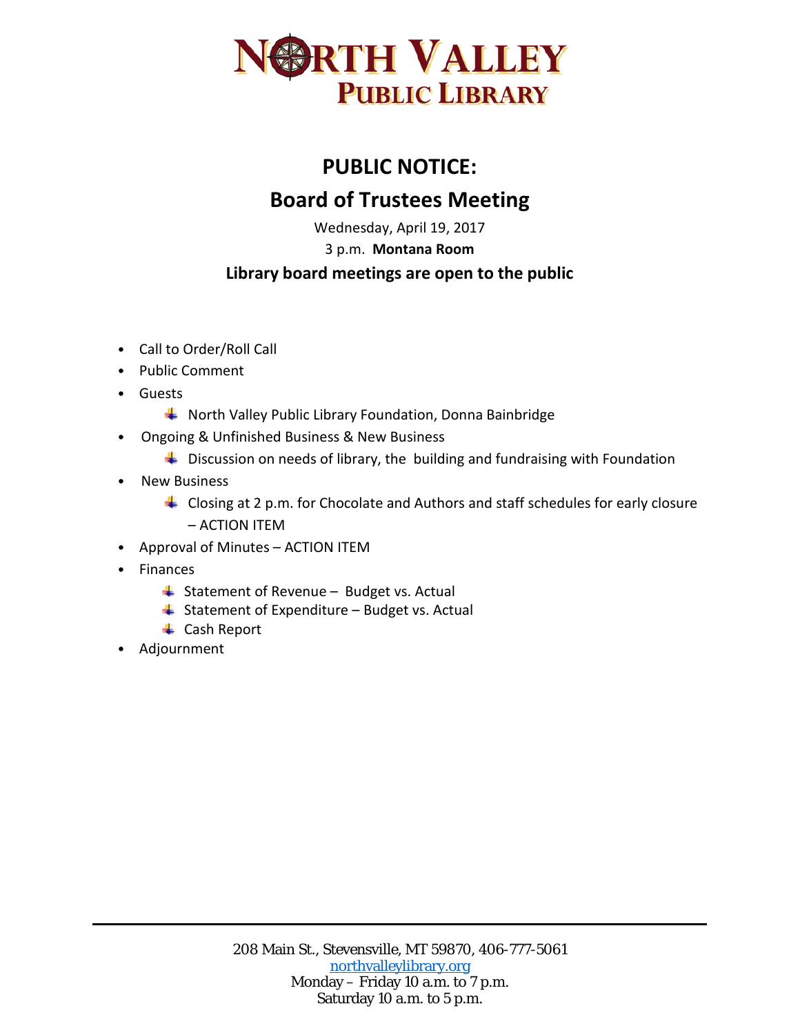# NORTH VALLEY PUBLIC LIBRARY

## PUBLIC NOTICE:

## Board of Trustees Meeting

Wednesday, April 19, 2017

3 p.m. **Montana Room**

**Library board meetings are open to the public**

- Call to Order/Roll Call
- Public Comment
- Guests
  - North Valley Public Library Foundation, Donna Bainbridge
- Ongoing & Unfinished Business & New Business
  - Discussion on needs of library, the building and fundraising with Foundation
- New Business
  - Closing at 2 p.m. for Chocolate and Authors and staff schedules for early closure – ACTION ITEM
- Approval of Minutes – ACTION ITEM
- Finances
  - Statement of Revenue – Budget vs. Actual
  - Statement of Expenditure – Budget vs. Actual
  - Cash Report
- Adjournment

208 Main St., Stevensville, MT 59870, 406-777-5061
northvalleylibrary.org
Monday – Friday 10 a.m. to 7 p.m.
Saturday 10 a.m. to 5 p.m.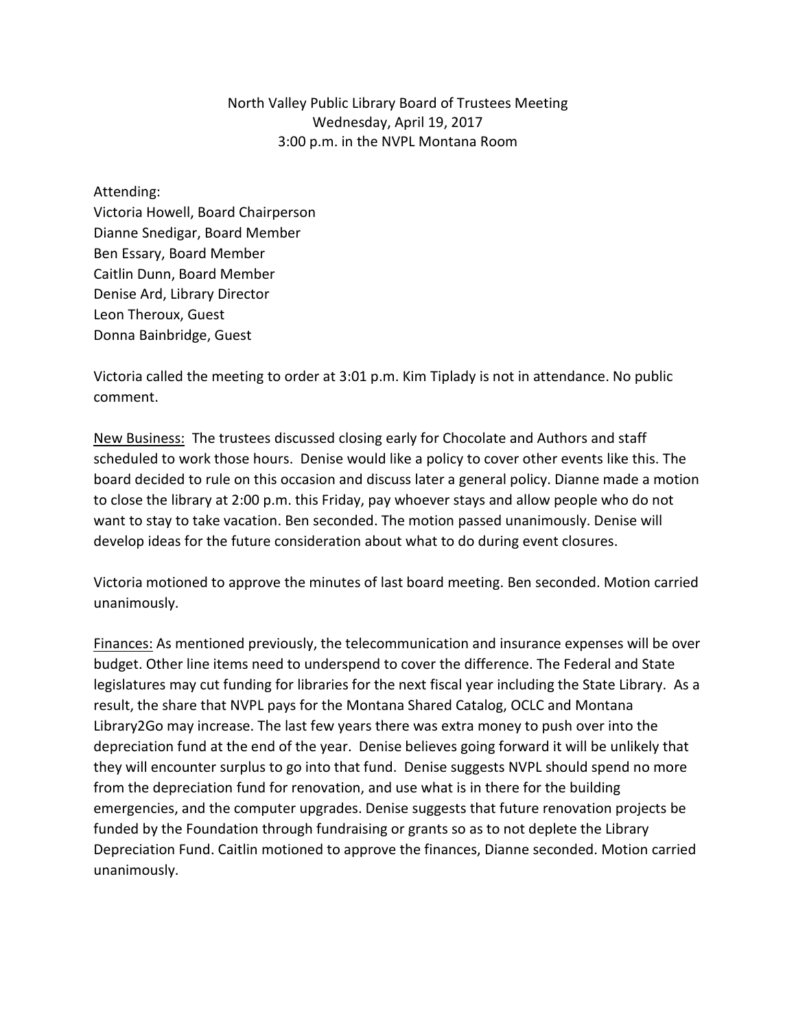North Valley Public Library Board of Trustees Meeting
Wednesday, April 19, 2017
3:00 p.m. in the NVPL Montana Room

Attending:
Victoria Howell, Board Chairperson
Dianne Snedigar, Board Member
Ben Essary, Board Member
Caitlin Dunn, Board Member
Denise Ard, Library Director
Leon Theroux, Guest
Donna Bainbridge, Guest

Victoria called the meeting to order at 3:01 p.m. Kim Tiplady is not in attendance. No public comment.

New Business: The trustees discussed closing early for Chocolate and Authors and staff scheduled to work those hours. Denise would like a policy to cover other events like this. The board decided to rule on this occasion and discuss later a general policy. Dianne made a motion to close the library at 2:00 p.m. this Friday, pay whoever stays and allow people who do not want to stay to take vacation. Ben seconded. The motion passed unanimously. Denise will develop ideas for the future consideration about what to do during event closures.

Victoria motioned to approve the minutes of last board meeting. Ben seconded. Motion carried unanimously.

Finances: As mentioned previously, the telecommunication and insurance expenses will be over budget. Other line items need to underspend to cover the difference. The Federal and State legislatures may cut funding for libraries for the next fiscal year including the State Library. As a result, the share that NVPL pays for the Montana Shared Catalog, OCLC and Montana Library2Go may increase. The last few years there was extra money to push over into the depreciation fund at the end of the year. Denise believes going forward it will be unlikely that they will encounter surplus to go into that fund. Denise suggests NVPL should spend no more from the depreciation fund for renovation, and use what is in there for the building emergencies, and the computer upgrades. Denise suggests that future renovation projects be funded by the Foundation through fundraising or grants so as to not deplete the Library Depreciation Fund. Caitlin motioned to approve the finances, Dianne seconded. Motion carried unanimously.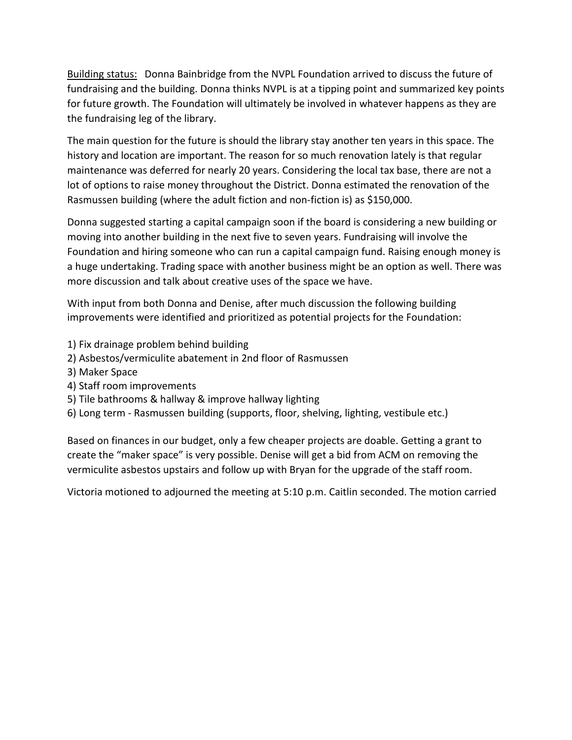<u>Building status:</u> Donna Bainbridge from the NVPL Foundation arrived to discuss the future of fundraising and the building. Donna thinks NVPL is at a tipping point and summarized key points for future growth. The Foundation will ultimately be involved in whatever happens as they are the fundraising leg of the library.

The main question for the future is should the library stay another ten years in this space. The history and location are important. The reason for so much renovation lately is that regular maintenance was deferred for nearly 20 years. Considering the local tax base, there are not a lot of options to raise money throughout the District. Donna estimated the renovation of the Rasmussen building (where the adult fiction and non-fiction is) as $150,000.

Donna suggested starting a capital campaign soon if the board is considering a new building or moving into another building in the next five to seven years. Fundraising will involve the Foundation and hiring someone who can run a capital campaign fund. Raising enough money is a huge undertaking. Trading space with another business might be an option as well. There was more discussion and talk about creative uses of the space we have.

With input from both Donna and Denise, after much discussion the following building improvements were identified and prioritized as potential projects for the Foundation:

1) Fix drainage problem behind building
2) Asbestos/vermiculite abatement in 2nd floor of Rasmussen
3) Maker Space
4) Staff room improvements
5) Tile bathrooms & hallway & improve hallway lighting
6) Long term - Rasmussen building (supports, floor, shelving, lighting, vestibule etc.)

Based on finances in our budget, only a few cheaper projects are doable. Getting a grant to create the "maker space" is very possible. Denise will get a bid from ACM on removing the vermiculite asbestos upstairs and follow up with Bryan for the upgrade of the staff room.

Victoria motioned to adjourned the meeting at 5:10 p.m. Caitlin seconded. The motion carried